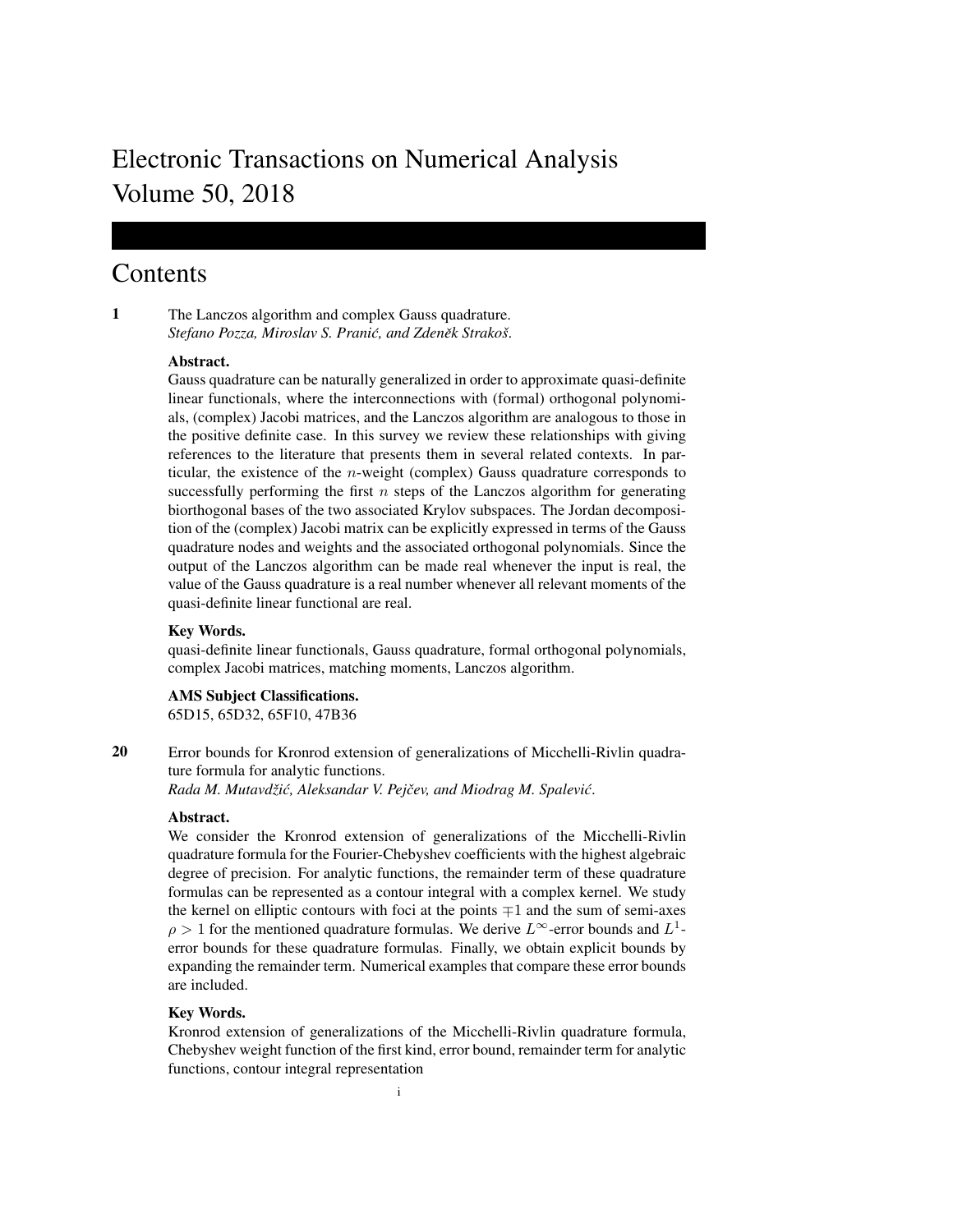# Electronic Transactions on Numerical Analysis
# Volume 50, 2018

## Contents

**1** The Lanczos algorithm and complex Gauss quadrature.
*Stefano Pozza, Miroslav S. Pranić, and Zdeněk Strakoš.*

**Abstract.**
Gauss quadrature can be naturally generalized in order to approximate quasi-definite linear functionals, where the interconnections with (formal) orthogonal polynomials, (complex) Jacobi matrices, and the Lanczos algorithm are analogous to those in the positive definite case. In this survey we review these relationships with giving references to the literature that presents them in several related contexts. In particular, the existence of the $n$-weight (complex) Gauss quadrature corresponds to successfully performing the first $n$ steps of the Lanczos algorithm for generating biorthogonal bases of the two associated Krylov subspaces. The Jordan decomposition of the (complex) Jacobi matrix can be explicitly expressed in terms of the Gauss quadrature nodes and weights and the associated orthogonal polynomials. Since the output of the Lanczos algorithm can be made real whenever the input is real, the value of the Gauss quadrature is a real number whenever all relevant moments of the quasi-definite linear functional are real.

**Key Words.**
quasi-definite linear functionals, Gauss quadrature, formal orthogonal polynomials, complex Jacobi matrices, matching moments, Lanczos algorithm.

**AMS Subject Classifications.**
65D15, 65D32, 65F10, 47B36

**20** Error bounds for Kronrod extension of generalizations of Micchelli-Rivlin quadrature formula for analytic functions.
*Rada M. Mutavdžić, Aleksandar V. Pejčev, and Miodrag M. Spalević.*

**Abstract.**
We consider the Kronrod extension of generalizations of the Micchelli-Rivlin quadrature formula for the Fourier-Chebyshev coefficients with the highest algebraic degree of precision. For analytic functions, the remainder term of these quadrature formulas can be represented as a contour integral with a complex kernel. We study the kernel on elliptic contours with foci at the points $\mp 1$ and the sum of semi-axes $\rho > 1$ for the mentioned quadrature formulas. We derive $L^{\infty}$-error bounds and $L^{1}$-error bounds for these quadrature formulas. Finally, we obtain explicit bounds by expanding the remainder term. Numerical examples that compare these error bounds are included.

**Key Words.**
Kronrod extension of generalizations of the Micchelli-Rivlin quadrature formula, Chebyshev weight function of the first kind, error bound, remainder term for analytic functions, contour integral representation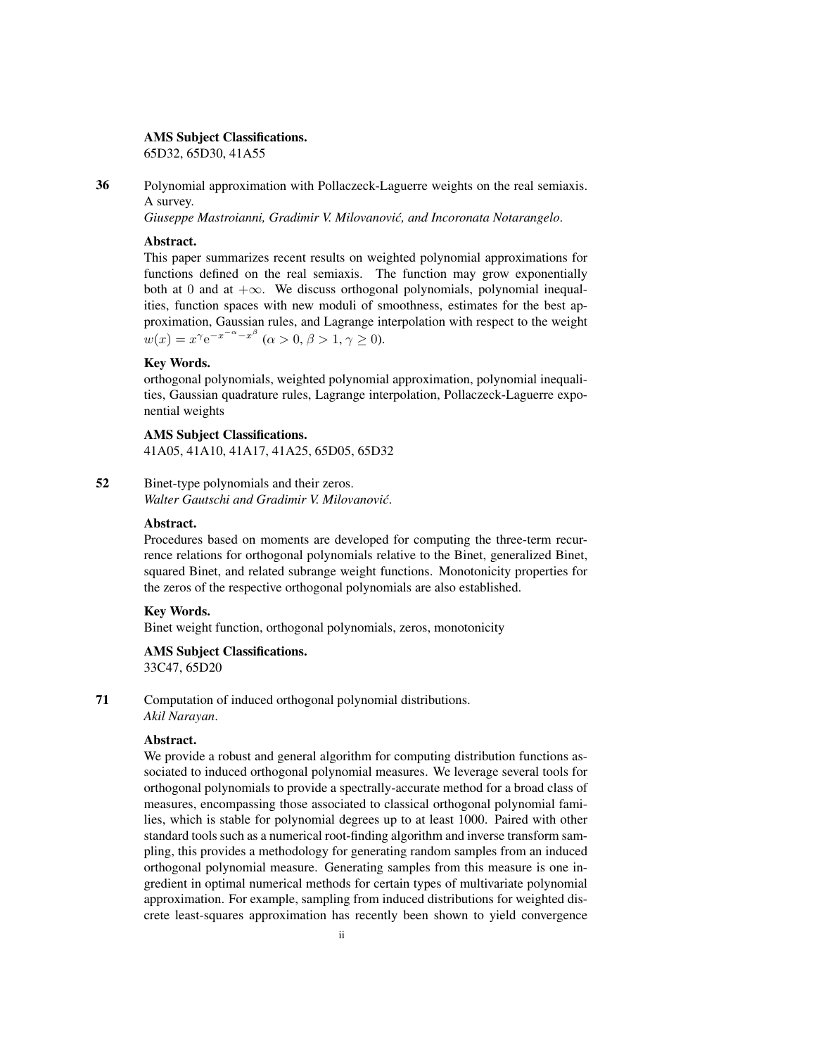**AMS Subject Classifications.**
65D32, 65D30, 41A55

**36** Polynomial approximation with Pollaczeck-Laguerre weights on the real semiaxis. A survey.
*Giuseppe Mastroianni, Gradimir V. Milovanović, and Incoronata Notarangelo.*

**Abstract.**
This paper summarizes recent results on weighted polynomial approximations for functions defined on the real semiaxis. The function may grow exponentially both at 0 and at $+\infty$. We discuss orthogonal polynomials, polynomial inequalities, function spaces with new moduli of smoothness, estimates for the best approximation, Gaussian rules, and Lagrange interpolation with respect to the weight $w(x) = x^{\gamma} \mathrm{e}^{-x^{-\alpha} - x^{\beta}}$ ($\alpha > 0, \beta > 1, \gamma \geq 0$).

**Key Words.**
orthogonal polynomials, weighted polynomial approximation, polynomial inequalities, Gaussian quadrature rules, Lagrange interpolation, Pollaczeck-Laguerre exponential weights

**AMS Subject Classifications.**
41A05, 41A10, 41A17, 41A25, 65D05, 65D32

**52** Binet-type polynomials and their zeros.
*Walter Gautschi and Gradimir V. Milovanović.*

**Abstract.**
Procedures based on moments are developed for computing the three-term recurrence relations for orthogonal polynomials relative to the Binet, generalized Binet, squared Binet, and related subrange weight functions. Monotonicity properties for the zeros of the respective orthogonal polynomials are also established.

**Key Words.**
Binet weight function, orthogonal polynomials, zeros, monotonicity

**AMS Subject Classifications.**
33C47, 65D20

**71** Computation of induced orthogonal polynomial distributions.
*Akil Narayan.*

**Abstract.**
We provide a robust and general algorithm for computing distribution functions associated to induced orthogonal polynomial measures. We leverage several tools for orthogonal polynomials to provide a spectrally-accurate method for a broad class of measures, encompassing those associated to classical orthogonal polynomial families, which is stable for polynomial degrees up to at least 1000. Paired with other standard tools such as a numerical root-finding algorithm and inverse transform sampling, this provides a methodology for generating random samples from an induced orthogonal polynomial measure. Generating samples from this measure is one ingredient in optimal numerical methods for certain types of multivariate polynomial approximation. For example, sampling from induced distributions for weighted discrete least-squares approximation has recently been shown to yield convergence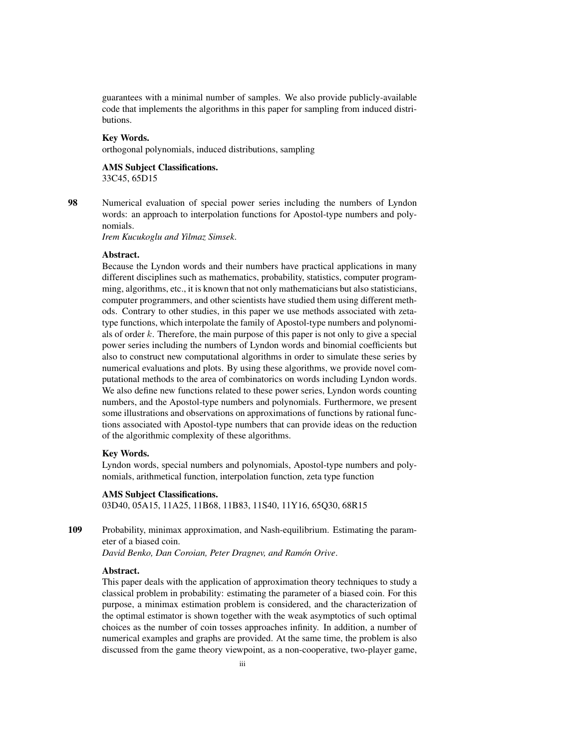guarantees with a minimal number of samples. We also provide publicly-available code that implements the algorithms in this paper for sampling from induced distributions.

**Key Words.**
orthogonal polynomials, induced distributions, sampling

**AMS Subject Classifications.**
33C45, 65D15

**98** Numerical evaluation of special power series including the numbers of Lyndon words: an approach to interpolation functions for Apostol-type numbers and polynomials.
*Irem Kucukoglu and Yilmaz Simsek.*

**Abstract.**
Because the Lyndon words and their numbers have practical applications in many different disciplines such as mathematics, probability, statistics, computer programming, algorithms, etc., it is known that not only mathematicians but also statisticians, computer programmers, and other scientists have studied them using different methods. Contrary to other studies, in this paper we use methods associated with zeta-type functions, which interpolate the family of Apostol-type numbers and polynomials of order $k$. Therefore, the main purpose of this paper is not only to give a special power series including the numbers of Lyndon words and binomial coefficients but also to construct new computational algorithms in order to simulate these series by numerical evaluations and plots. By using these algorithms, we provide novel computational methods to the area of combinatorics on words including Lyndon words. We also define new functions related to these power series, Lyndon words counting numbers, and the Apostol-type numbers and polynomials. Furthermore, we present some illustrations and observations on approximations of functions by rational functions associated with Apostol-type numbers that can provide ideas on the reduction of the algorithmic complexity of these algorithms.

**Key Words.**
Lyndon words, special numbers and polynomials, Apostol-type numbers and polynomials, arithmetical function, interpolation function, zeta type function

**AMS Subject Classifications.**
03D40, 05A15, 11A25, 11B68, 11B83, 11S40, 11Y16, 65Q30, 68R15

**109** Probability, minimax approximation, and Nash-equilibrium. Estimating the parameter of a biased coin.
*David Benko, Dan Coroian, Peter Dragnev, and Ramón Orive.*

**Abstract.**
This paper deals with the application of approximation theory techniques to study a classical problem in probability: estimating the parameter of a biased coin. For this purpose, a minimax estimation problem is considered, and the characterization of the optimal estimator is shown together with the weak asymptotics of such optimal choices as the number of coin tosses approaches infinity. In addition, a number of numerical examples and graphs are provided. At the same time, the problem is also discussed from the game theory viewpoint, as a non-cooperative, two-player game,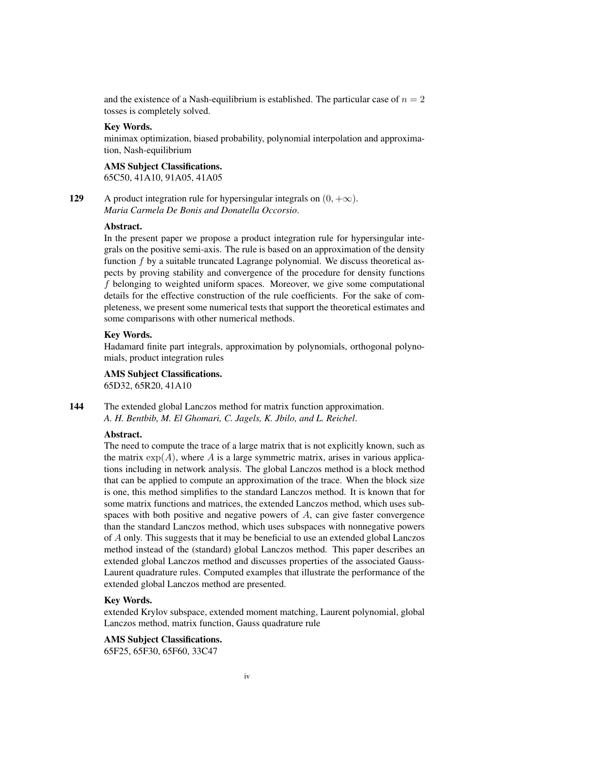and the existence of a Nash-equilibrium is established. The particular case of $n = 2$ tosses is completely solved.

**Key Words.**
minimax optimization, biased probability, polynomial interpolation and approximation, Nash-equilibrium

**AMS Subject Classifications.**
65C50, 41A10, 91A05, 41A05

**129** A product integration rule for hypersingular integrals on $(0, +\infty)$.
*Maria Carmela De Bonis and Donatella Occorsio*.

**Abstract.**
In the present paper we propose a product integration rule for hypersingular integrals on the positive semi-axis. The rule is based on an approximation of the density function $f$ by a suitable truncated Lagrange polynomial. We discuss theoretical aspects by proving stability and convergence of the procedure for density functions $f$ belonging to weighted uniform spaces. Moreover, we give some computational details for the effective construction of the rule coefficients. For the sake of completeness, we present some numerical tests that support the theoretical estimates and some comparisons with other numerical methods.

**Key Words.**
Hadamard finite part integrals, approximation by polynomials, orthogonal polynomials, product integration rules

**AMS Subject Classifications.**
65D32, 65R20, 41A10

**144** The extended global Lanczos method for matrix function approximation.
*A. H. Bentbib, M. El Ghomari, C. Jagels, K. Jbilo, and L. Reichel*.

**Abstract.**
The need to compute the trace of a large matrix that is not explicitly known, such as the matrix $\exp(A)$, where $A$ is a large symmetric matrix, arises in various applications including in network analysis. The global Lanczos method is a block method that can be applied to compute an approximation of the trace. When the block size is one, this method simplifies to the standard Lanczos method. It is known that for some matrix functions and matrices, the extended Lanczos method, which uses subspaces with both positive and negative powers of $A$, can give faster convergence than the standard Lanczos method, which uses subspaces with nonnegative powers of $A$ only. This suggests that it may be beneficial to use an extended global Lanczos method instead of the (standard) global Lanczos method. This paper describes an extended global Lanczos method and discusses properties of the associated Gauss-Laurent quadrature rules. Computed examples that illustrate the performance of the extended global Lanczos method are presented.

**Key Words.**
extended Krylov subspace, extended moment matching, Laurent polynomial, global Lanczos method, matrix function, Gauss quadrature rule

**AMS Subject Classifications.**
65F25, 65F30, 65F60, 33C47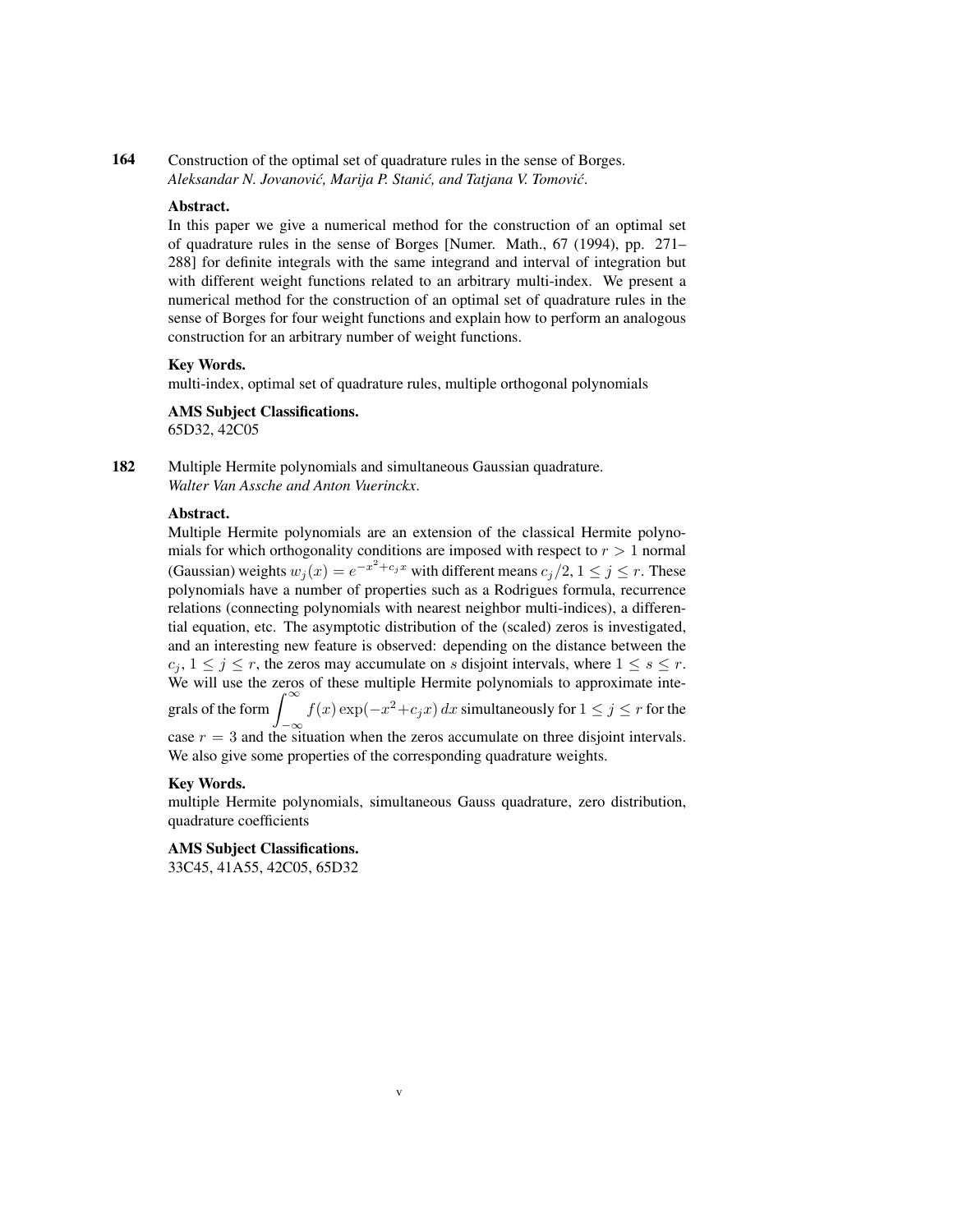**164** Construction of the optimal set of quadrature rules in the sense of Borges.
*Aleksandar N. Jovanović, Marija P. Stanić, and Tatjana V. Tomović.*

**Abstract.**
In this paper we give a numerical method for the construction of an optimal set of quadrature rules in the sense of Borges [Numer. Math., 67 (1994), pp. 271–288] for definite integrals with the same integrand and interval of integration but with different weight functions related to an arbitrary multi-index. We present a numerical method for the construction of an optimal set of quadrature rules in the sense of Borges for four weight functions and explain how to perform an analogous construction for an arbitrary number of weight functions.

**Key Words.**
multi-index, optimal set of quadrature rules, multiple orthogonal polynomials

**AMS Subject Classifications.**
65D32, 42C05

**182** Multiple Hermite polynomials and simultaneous Gaussian quadrature.
*Walter Van Assche and Anton Vuerinckx.*

**Abstract.**
Multiple Hermite polynomials are an extension of the classical Hermite polynomials for which orthogonality conditions are imposed with respect to $r > 1$ normal (Gaussian) weights $w_j(x) = e^{-x^2+c_j x}$ with different means $c_j/2$, $1 \leq j \leq r$. These polynomials have a number of properties such as a Rodrigues formula, recurrence relations (connecting polynomials with nearest neighbor multi-indices), a differential equation, etc. The asymptotic distribution of the (scaled) zeros is investigated, and an interesting new feature is observed: depending on the distance between the $c_j$, $1 \leq j \leq r$, the zeros may accumulate on $s$ disjoint intervals, where $1 \leq s \leq r$. We will use the zeros of these multiple Hermite polynomials to approximate integrals of the form $\int_{-\infty}^{\infty} f(x) \exp(-x^2+c_j x)\, dx$ simultaneously for $1 \leq j \leq r$ for the case $r = 3$ and the situation when the zeros accumulate on three disjoint intervals. We also give some properties of the corresponding quadrature weights.

**Key Words.**
multiple Hermite polynomials, simultaneous Gauss quadrature, zero distribution, quadrature coefficients

**AMS Subject Classifications.**
33C45, 41A55, 42C05, 65D32